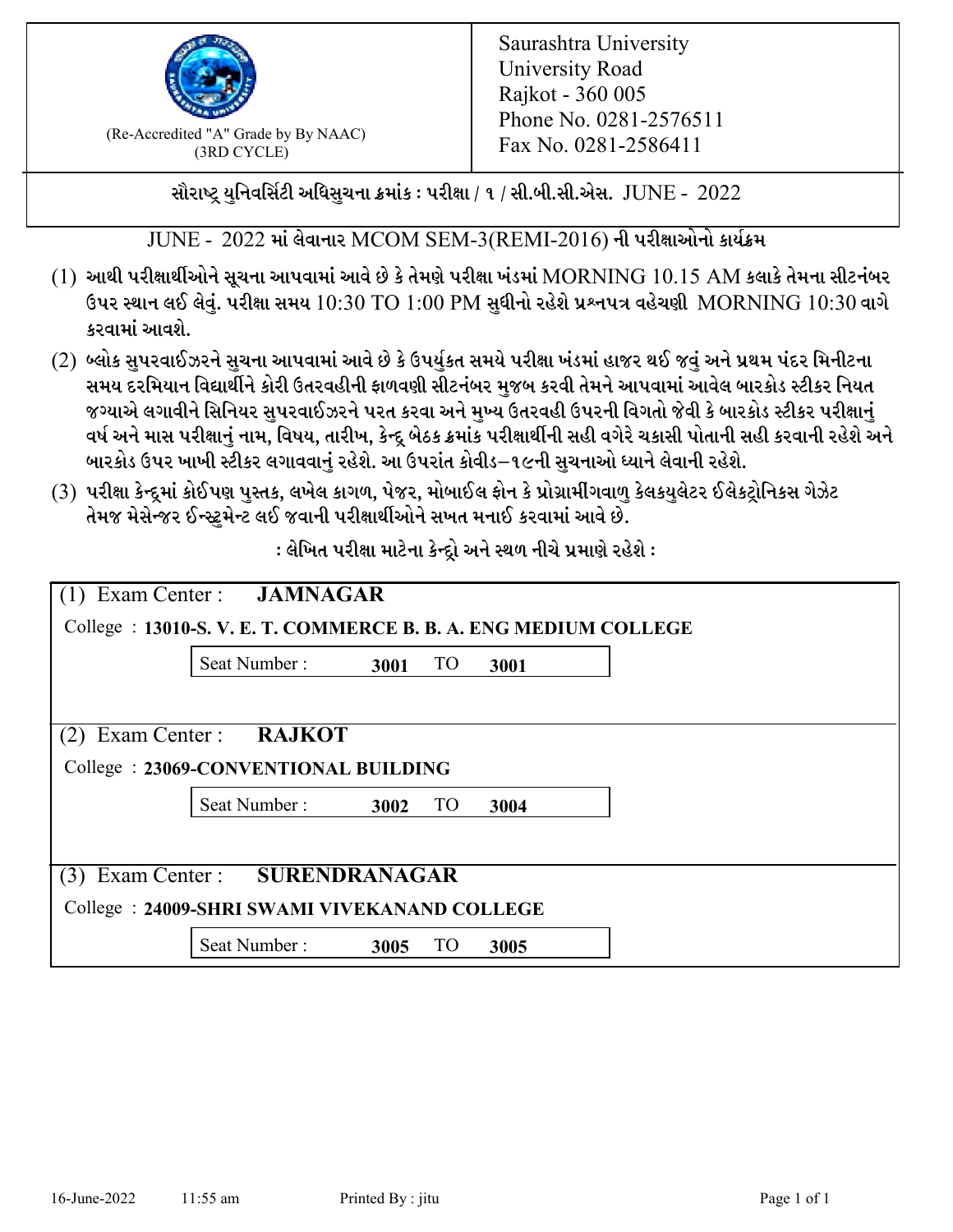(Re-Accredited "A" Grade by By NAAC)
(3RD CYCLE)

Saurashtra University
University Road
Rajkot - 360 005
Phone No. 0281-2576511
Fax No. 0281-2586411

**સૌરાષ્ટ્ર યુનિવર્સિટી અધિસુચના ક્રમાંક : પરીક્ષા / ૧ / સી.બી.સી.એસ. JUNE - 2022**

JUNE - 2022 માં લેવાનાર MCOM SEM-3(REMI-2016) ની પરીક્ષાઓનો કાર્યક્રમ

(1) આથી પરીક્ષાર્થીઓને સૂચના આપવામાં આવે છે કે તેમણે પરીક્ષા ખંડમાં MORNING 10.15 AM કલાકે તેમના સીટનંબર ઉપર સ્થાન લઈ લેવું. પરીક્ષા સમય 10:30 TO 1:00 PM સુધીનો રહેશે પ્રશ્નપત્ર વહેચણી MORNING 10:30 વાગે કરવામાં આવશે.

(2) બ્લોક સુપરવાઈઝરને સુચના આપવામાં આવે છે કે ઉપર્યુકત સમયે પરીક્ષા ખંડમાં હાજર થઈ જવું અને પ્રથમ પંદર મિનીટના સમય દરમિયાન વિદ્યાર્થીને કોરી ઉતરવહીની ફાળવણી સીટનંબર મુજબ કરવી તેમને આપવામાં આવેલ બારકોડ સ્ટીકર નિયત જગ્યાએ લગાવીને સિનિયર સુપરવાઈઝરને પરત કરવા અને મુખ્ય ઉતરવહી ઉપરની વિગતો જેવી કે બારકોડ સ્ટીકર પરીક્ષાનું વર્ષ અને માસ પરીક્ષાનું નામ, વિષય, તારીખ, કેન્દ્ર બેઠક ક્રમાંક પરીક્ષાર્થીની સહી વગેરે ચકાસી પોતાની સહી કરવાની રહેશે અને બારકોડ ઉપર ખાખી સ્ટીકર લગાવવાનું રહેશે. આ ઉપરાંત કોવીડ–૧૯ની સુચનાઓ ધ્યાને લેવાની રહેશે.

(3) પરીક્ષા કેન્દ્રમાં કોઈપણ પુસ્તક, લખેલ કાગળ, પેજર, મોબાઈલ ફોન કે પ્રોગ્રામીંગવાળુ કેલકયુલેટર ઈલેકટ્રોનિકસ ગેઝેટ તેમજ મેસેન્જર ઈન્સ્ટ્રુમેન્ટ લઈ જવાની પરીક્ષાર્થીઓને સખત મનાઈ કરવામાં આવે છે.

**: લેખિત પરીક્ષા માટેના કેન્દ્રો અને સ્થળ નીચે પ્રમાણે રહેશે :**

(1) Exam Center : **JAMNAGAR**

College : **13010-S. V. E. T. COMMERCE B. B. A. ENG MEDIUM COLLEGE**

Seat Number : **3001** TO **3001**

(2) Exam Center : **RAJKOT**

College : **23069-CONVENTIONAL BUILDING**

Seat Number : **3002** TO **3004**

(3) Exam Center : **SURENDRANAGAR**

College : **24009-SHRI SWAMI VIVEKANAND COLLEGE**

Seat Number : **3005** TO **3005**

16-June-2022 11:55 am Printed By : jitu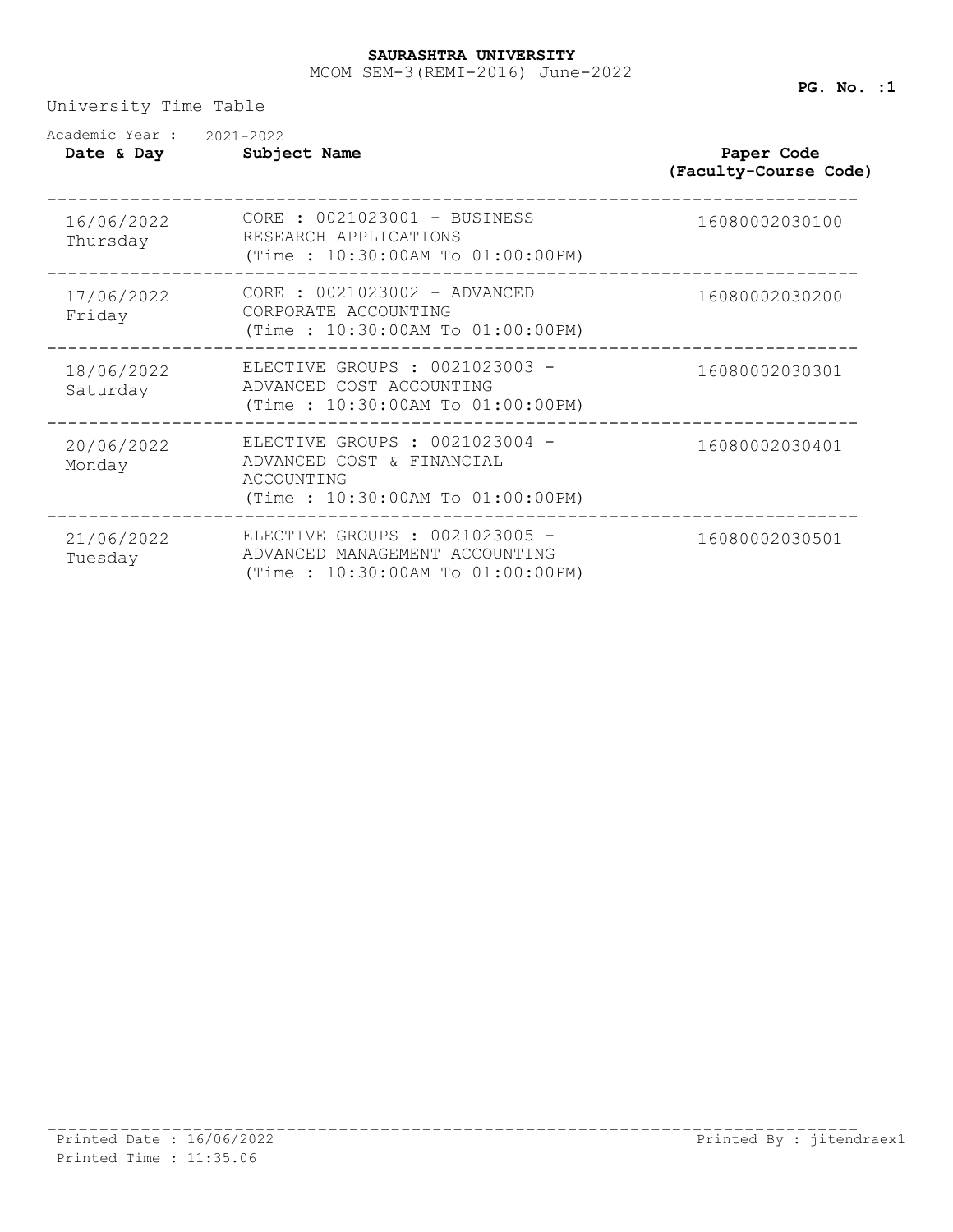**SAURASHTRA UNIVERSITY**

MCOM SEM-3(REMI-2016) June-2022

University Time Table

Academic Year : 2021-2022

| Date & Day | Subject Name | Paper Code (Faculty-Course Code) |
|---|---|---|
| 16/06/2022 Thursday | CORE : 0021023001 - BUSINESS RESEARCH APPLICATIONS (Time : 10:30:00AM To 01:00:00PM) | 16080002030100 |
| 17/06/2022 Friday | CORE : 0021023002 - ADVANCED CORPORATE ACCOUNTING (Time : 10:30:00AM To 01:00:00PM) | 16080002030200 |
| 18/06/2022 Saturday | ELECTIVE GROUPS : 0021023003 - ADVANCED COST ACCOUNTING (Time : 10:30:00AM To 01:00:00PM) | 16080002030301 |
| 20/06/2022 Monday | ELECTIVE GROUPS : 0021023004 - ADVANCED COST & FINANCIAL ACCOUNTING (Time : 10:30:00AM To 01:00:00PM) | 16080002030401 |
| 21/06/2022 Tuesday | ELECTIVE GROUPS : 0021023005 - ADVANCED MANAGEMENT ACCOUNTING (Time : 10:30:00AM To 01:00:00PM) | 16080002030501 |

Printed Date : 16/06/2022
Printed Time : 11:35.06

Printed By : jitendraex1